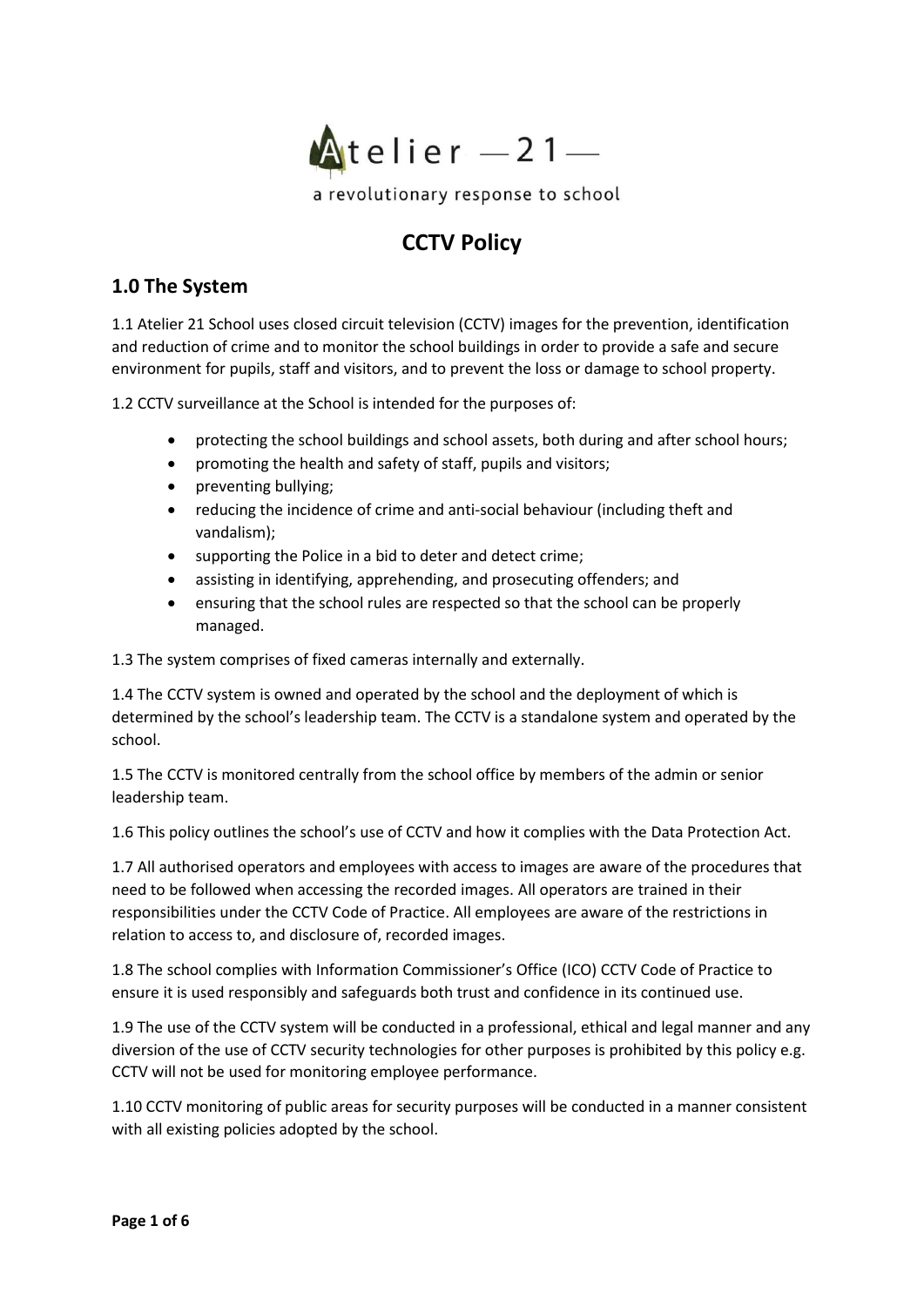Atelier —21—

a revolutionary response to school

# CCTV Policy

## 1.0 The System

1.1 Atelier 21 School uses closed circuit television (CCTV) images for the prevention, identification and reduction of crime and to monitor the school buildings in order to provide a safe and secure environment for pupils, staff and visitors, and to prevent the loss or damage to school property.

1.2 CCTV surveillance at the School is intended for the purposes of:

- protecting the school buildings and school assets, both during and after school hours;
- promoting the health and safety of staff, pupils and visitors;
- preventing bullying;
- reducing the incidence of crime and anti-social behaviour (including theft and vandalism);
- supporting the Police in a bid to deter and detect crime;
- assisting in identifying, apprehending, and prosecuting offenders; and
- ensuring that the school rules are respected so that the school can be properly managed.

1.3 The system comprises of fixed cameras internally and externally.

1.4 The CCTV system is owned and operated by the school and the deployment of which is determined by the school's leadership team. The CCTV is a standalone system and operated by the school.

1.5 The CCTV is monitored centrally from the school office by members of the admin or senior leadership team.

1.6 This policy outlines the school's use of CCTV and how it complies with the Data Protection Act.

1.7 All authorised operators and employees with access to images are aware of the procedures that need to be followed when accessing the recorded images. All operators are trained in their responsibilities under the CCTV Code of Practice. All employees are aware of the restrictions in relation to access to, and disclosure of, recorded images.

1.8 The school complies with Information Commissioner's Office (ICO) CCTV Code of Practice to ensure it is used responsibly and safeguards both trust and confidence in its continued use.

1.9 The use of the CCTV system will be conducted in a professional, ethical and legal manner and any diversion of the use of CCTV security technologies for other purposes is prohibited by this policy e.g. CCTV will not be used for monitoring employee performance.

1.10 CCTV monitoring of public areas for security purposes will be conducted in a manner consistent with all existing policies adopted by the school.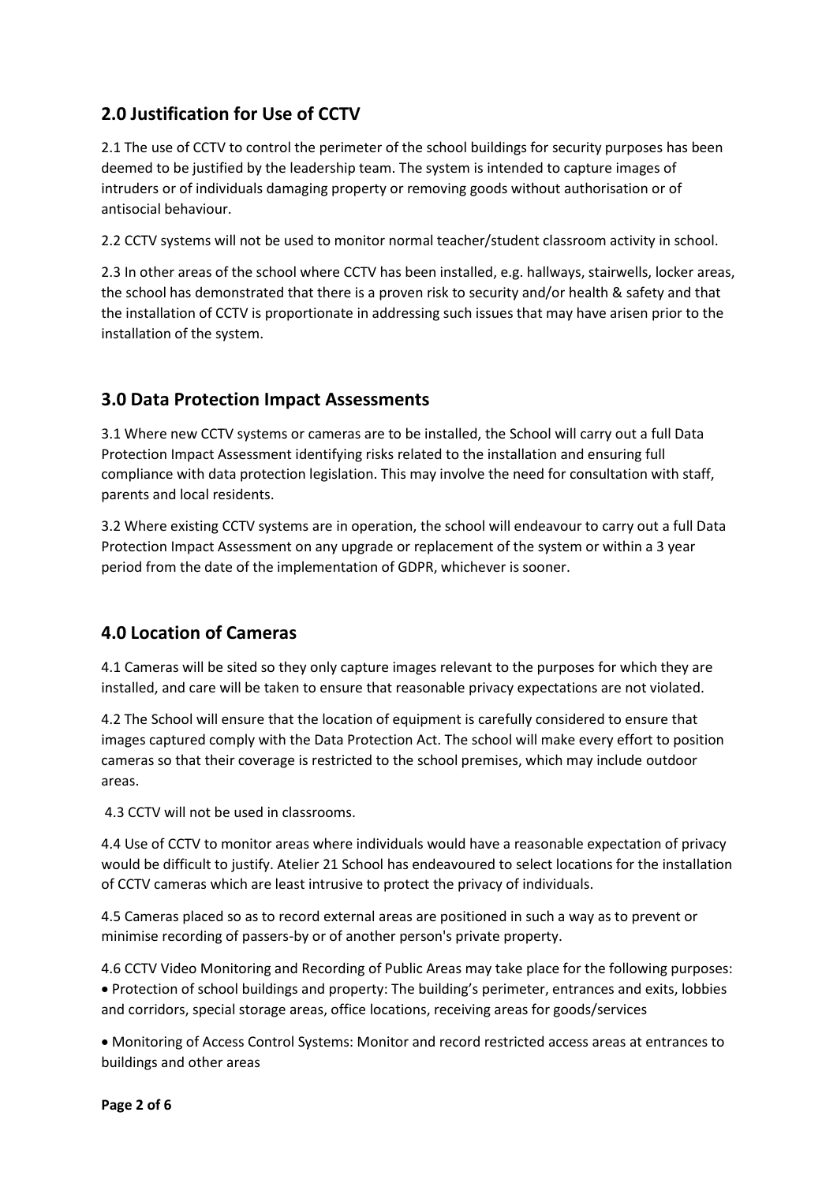## 2.0 Justification for Use of CCTV

2.1 The use of CCTV to control the perimeter of the school buildings for security purposes has been deemed to be justified by the leadership team. The system is intended to capture images of intruders or of individuals damaging property or removing goods without authorisation or of antisocial behaviour.

2.2 CCTV systems will not be used to monitor normal teacher/student classroom activity in school.

2.3 In other areas of the school where CCTV has been installed, e.g. hallways, stairwells, locker areas, the school has demonstrated that there is a proven risk to security and/or health & safety and that the installation of CCTV is proportionate in addressing such issues that may have arisen prior to the installation of the system.

## 3.0 Data Protection Impact Assessments

3.1 Where new CCTV systems or cameras are to be installed, the School will carry out a full Data Protection Impact Assessment identifying risks related to the installation and ensuring full compliance with data protection legislation. This may involve the need for consultation with staff, parents and local residents.

3.2 Where existing CCTV systems are in operation, the school will endeavour to carry out a full Data Protection Impact Assessment on any upgrade or replacement of the system or within a 3 year period from the date of the implementation of GDPR, whichever is sooner.

## 4.0 Location of Cameras

4.1 Cameras will be sited so they only capture images relevant to the purposes for which they are installed, and care will be taken to ensure that reasonable privacy expectations are not violated.

4.2 The School will ensure that the location of equipment is carefully considered to ensure that images captured comply with the Data Protection Act. The school will make every effort to position cameras so that their coverage is restricted to the school premises, which may include outdoor areas.

4.3 CCTV will not be used in classrooms.

4.4 Use of CCTV to monitor areas where individuals would have a reasonable expectation of privacy would be difficult to justify. Atelier 21 School has endeavoured to select locations for the installation of CCTV cameras which are least intrusive to protect the privacy of individuals.

4.5 Cameras placed so as to record external areas are positioned in such a way as to prevent or minimise recording of passers-by or of another person's private property.

4.6 CCTV Video Monitoring and Recording of Public Areas may take place for the following purposes:

- Protection of school buildings and property: The building's perimeter, entrances and exits, lobbies and corridors, special storage areas, office locations, receiving areas for goods/services

- Monitoring of Access Control Systems: Monitor and record restricted access areas at entrances to buildings and other areas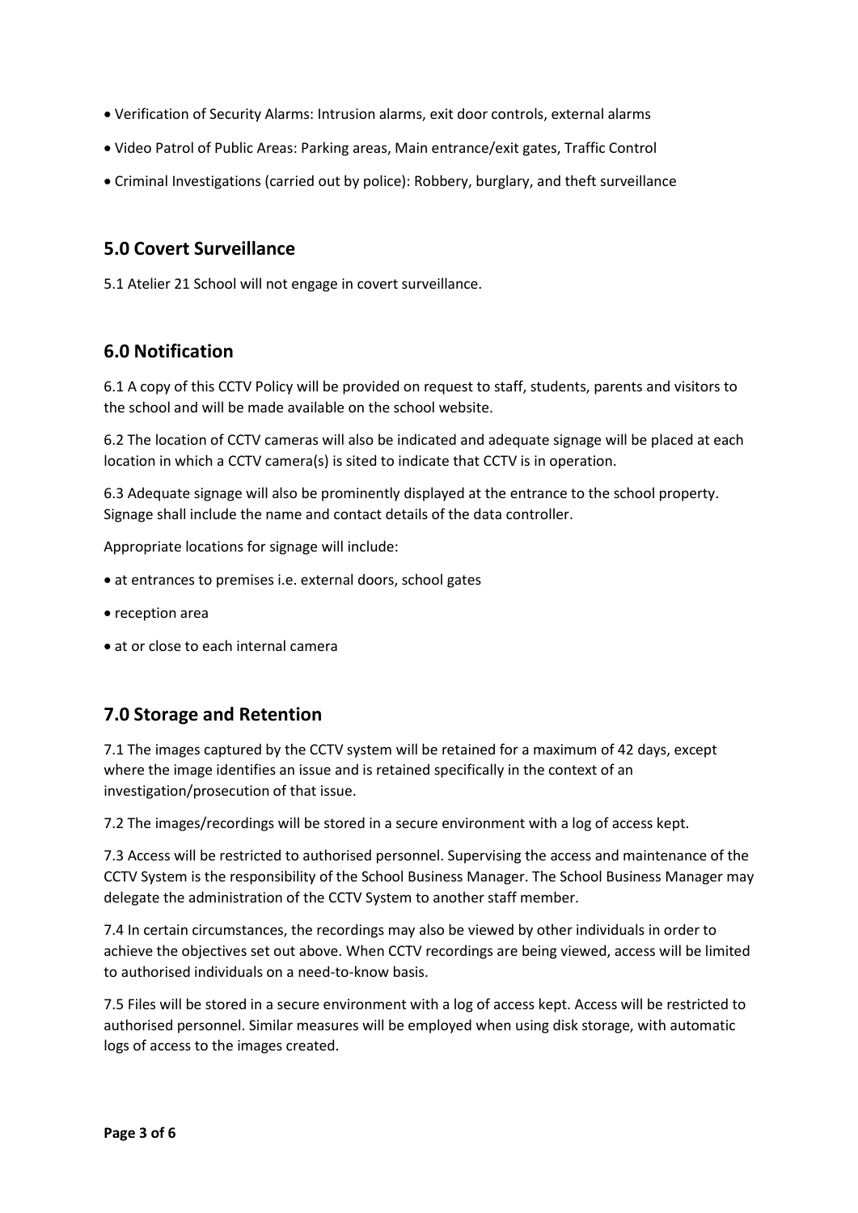- Verification of Security Alarms: Intrusion alarms, exit door controls, external alarms
- Video Patrol of Public Areas: Parking areas, Main entrance/exit gates, Traffic Control
- Criminal Investigations (carried out by police): Robbery, burglary, and theft surveillance

## 5.0 Covert Surveillance

5.1 Atelier 21 School will not engage in covert surveillance.

## 6.0 Notification

6.1 A copy of this CCTV Policy will be provided on request to staff, students, parents and visitors to the school and will be made available on the school website.

6.2 The location of CCTV cameras will also be indicated and adequate signage will be placed at each location in which a CCTV camera(s) is sited to indicate that CCTV is in operation.

6.3 Adequate signage will also be prominently displayed at the entrance to the school property. Signage shall include the name and contact details of the data controller.

Appropriate locations for signage will include:

- at entrances to premises i.e. external doors, school gates
- reception area
- at or close to each internal camera

## 7.0 Storage and Retention

7.1 The images captured by the CCTV system will be retained for a maximum of 42 days, except where the image identifies an issue and is retained specifically in the context of an investigation/prosecution of that issue.

7.2 The images/recordings will be stored in a secure environment with a log of access kept.

7.3 Access will be restricted to authorised personnel. Supervising the access and maintenance of the CCTV System is the responsibility of the School Business Manager. The School Business Manager may delegate the administration of the CCTV System to another staff member.

7.4 In certain circumstances, the recordings may also be viewed by other individuals in order to achieve the objectives set out above. When CCTV recordings are being viewed, access will be limited to authorised individuals on a need-to-know basis.

7.5 Files will be stored in a secure environment with a log of access kept. Access will be restricted to authorised personnel. Similar measures will be employed when using disk storage, with automatic logs of access to the images created.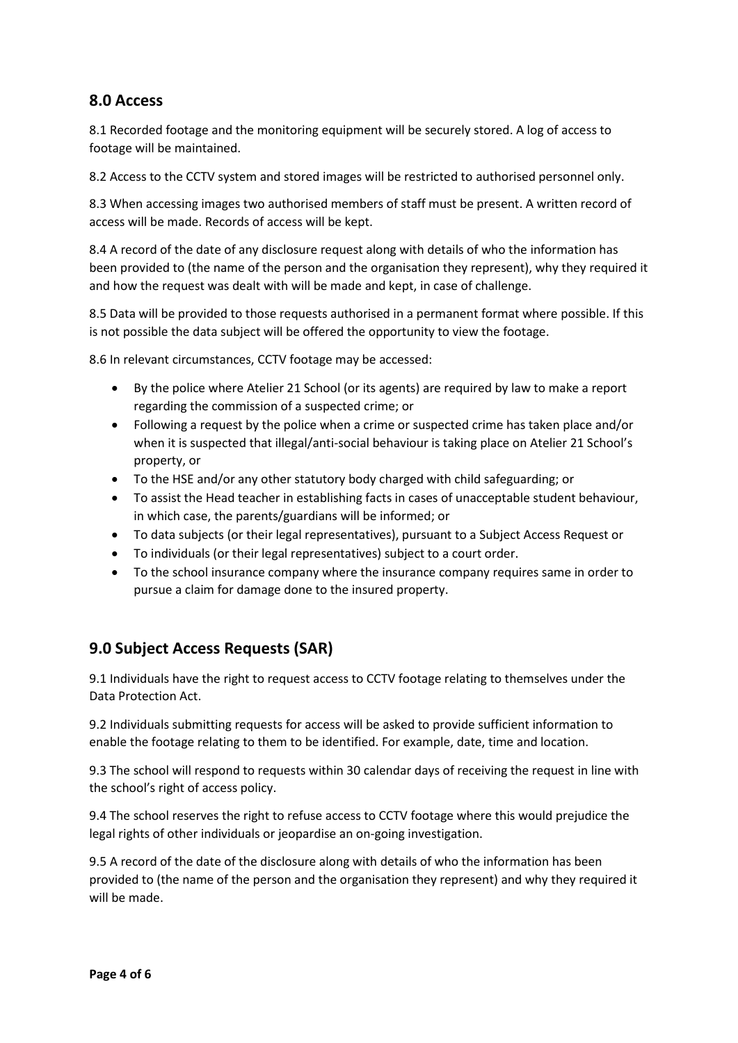## 8.0 Access

8.1 Recorded footage and the monitoring equipment will be securely stored. A log of access to footage will be maintained.

8.2 Access to the CCTV system and stored images will be restricted to authorised personnel only.

8.3 When accessing images two authorised members of staff must be present. A written record of access will be made. Records of access will be kept.

8.4 A record of the date of any disclosure request along with details of who the information has been provided to (the name of the person and the organisation they represent), why they required it and how the request was dealt with will be made and kept, in case of challenge.

8.5 Data will be provided to those requests authorised in a permanent format where possible. If this is not possible the data subject will be offered the opportunity to view the footage.

8.6 In relevant circumstances, CCTV footage may be accessed:

- By the police where Atelier 21 School (or its agents) are required by law to make a report regarding the commission of a suspected crime; or
- Following a request by the police when a crime or suspected crime has taken place and/or when it is suspected that illegal/anti-social behaviour is taking place on Atelier 21 School's property, or
- To the HSE and/or any other statutory body charged with child safeguarding; or
- To assist the Head teacher in establishing facts in cases of unacceptable student behaviour, in which case, the parents/guardians will be informed; or
- To data subjects (or their legal representatives), pursuant to a Subject Access Request or
- To individuals (or their legal representatives) subject to a court order.
- To the school insurance company where the insurance company requires same in order to pursue a claim for damage done to the insured property.

## 9.0 Subject Access Requests (SAR)

9.1 Individuals have the right to request access to CCTV footage relating to themselves under the Data Protection Act.

9.2 Individuals submitting requests for access will be asked to provide sufficient information to enable the footage relating to them to be identified. For example, date, time and location.

9.3 The school will respond to requests within 30 calendar days of receiving the request in line with the school's right of access policy.

9.4 The school reserves the right to refuse access to CCTV footage where this would prejudice the legal rights of other individuals or jeopardise an on-going investigation.

9.5 A record of the date of the disclosure along with details of who the information has been provided to (the name of the person and the organisation they represent) and why they required it will be made.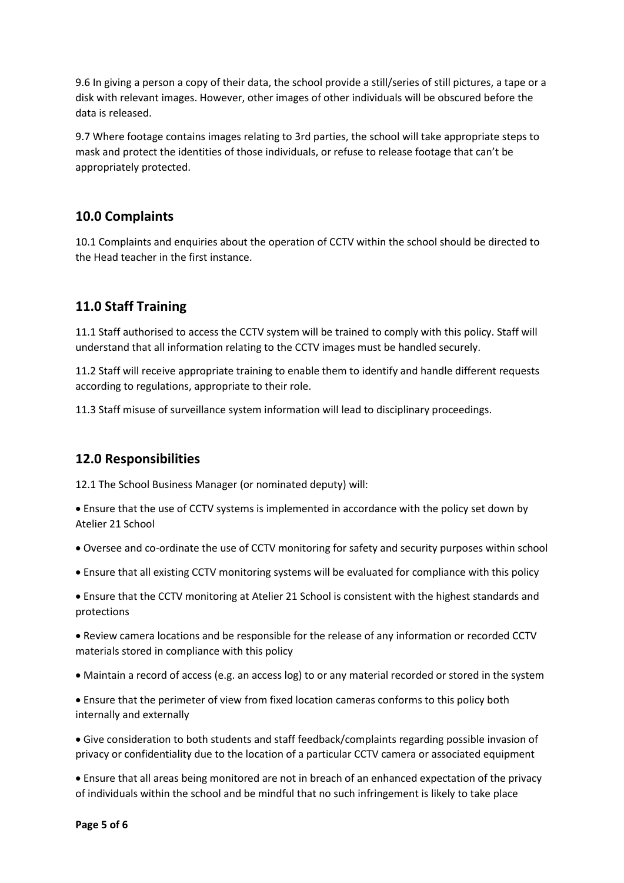9.6 In giving a person a copy of their data, the school provide a still/series of still pictures, a tape or a disk with relevant images. However, other images of other individuals will be obscured before the data is released.

9.7 Where footage contains images relating to 3rd parties, the school will take appropriate steps to mask and protect the identities of those individuals, or refuse to release footage that can't be appropriately protected.

## 10.0 Complaints

10.1 Complaints and enquiries about the operation of CCTV within the school should be directed to the Head teacher in the first instance.

## 11.0 Staff Training

11.1 Staff authorised to access the CCTV system will be trained to comply with this policy. Staff will understand that all information relating to the CCTV images must be handled securely.

11.2 Staff will receive appropriate training to enable them to identify and handle different requests according to regulations, appropriate to their role.

11.3 Staff misuse of surveillance system information will lead to disciplinary proceedings.

## 12.0 Responsibilities

12.1 The School Business Manager (or nominated deputy) will:

- Ensure that the use of CCTV systems is implemented in accordance with the policy set down by Atelier 21 School
- Oversee and co-ordinate the use of CCTV monitoring for safety and security purposes within school
- Ensure that all existing CCTV monitoring systems will be evaluated for compliance with this policy
- Ensure that the CCTV monitoring at Atelier 21 School is consistent with the highest standards and protections
- Review camera locations and be responsible for the release of any information or recorded CCTV materials stored in compliance with this policy
- Maintain a record of access (e.g. an access log) to or any material recorded or stored in the system
- Ensure that the perimeter of view from fixed location cameras conforms to this policy both internally and externally
- Give consideration to both students and staff feedback/complaints regarding possible invasion of privacy or confidentiality due to the location of a particular CCTV camera or associated equipment
- Ensure that all areas being monitored are not in breach of an enhanced expectation of the privacy of individuals within the school and be mindful that no such infringement is likely to take place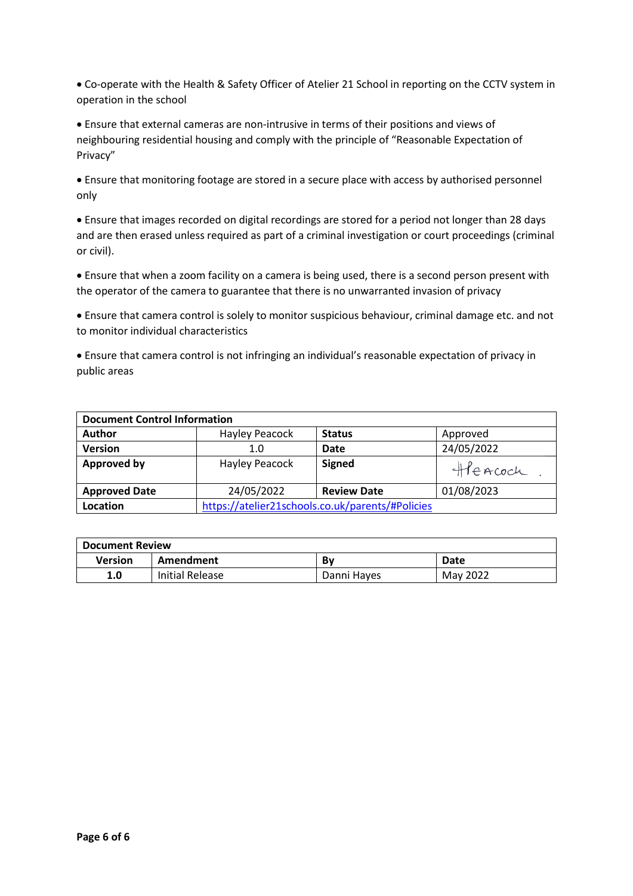- Co-operate with the Health & Safety Officer of Atelier 21 School in reporting on the CCTV system in operation in the school

- Ensure that external cameras are non-intrusive in terms of their positions and views of neighbouring residential housing and comply with the principle of "Reasonable Expectation of Privacy"

- Ensure that monitoring footage are stored in a secure place with access by authorised personnel only

- Ensure that images recorded on digital recordings are stored for a period not longer than 28 days and are then erased unless required as part of a criminal investigation or court proceedings (criminal or civil).

- Ensure that when a zoom facility on a camera is being used, there is a second person present with the operator of the camera to guarantee that there is no unwarranted invasion of privacy

- Ensure that camera control is solely to monitor suspicious behaviour, criminal damage etc. and not to monitor individual characteristics

- Ensure that camera control is not infringing an individual's reasonable expectation of privacy in public areas

| **Document Control Information** | | | |
|---|---|---|---|
| **Author** | Hayley Peacock | **Status** | Approved |
| **Version** | 1.0 | **Date** | 24/05/2022 |
| **Approved by** | Hayley Peacock | **Signed** | HPeacock |
| **Approved Date** | 24/05/2022 | **Review Date** | 01/08/2023 |
| **Location** | https://atelier21schools.co.uk/parents/#Policies | | |

| **Document Review** | | | |
|---|---|---|---|
| **Version** | **Amendment** | **By** | **Date** |
| **1.0** | Initial Release | Danni Hayes | May 2022 |